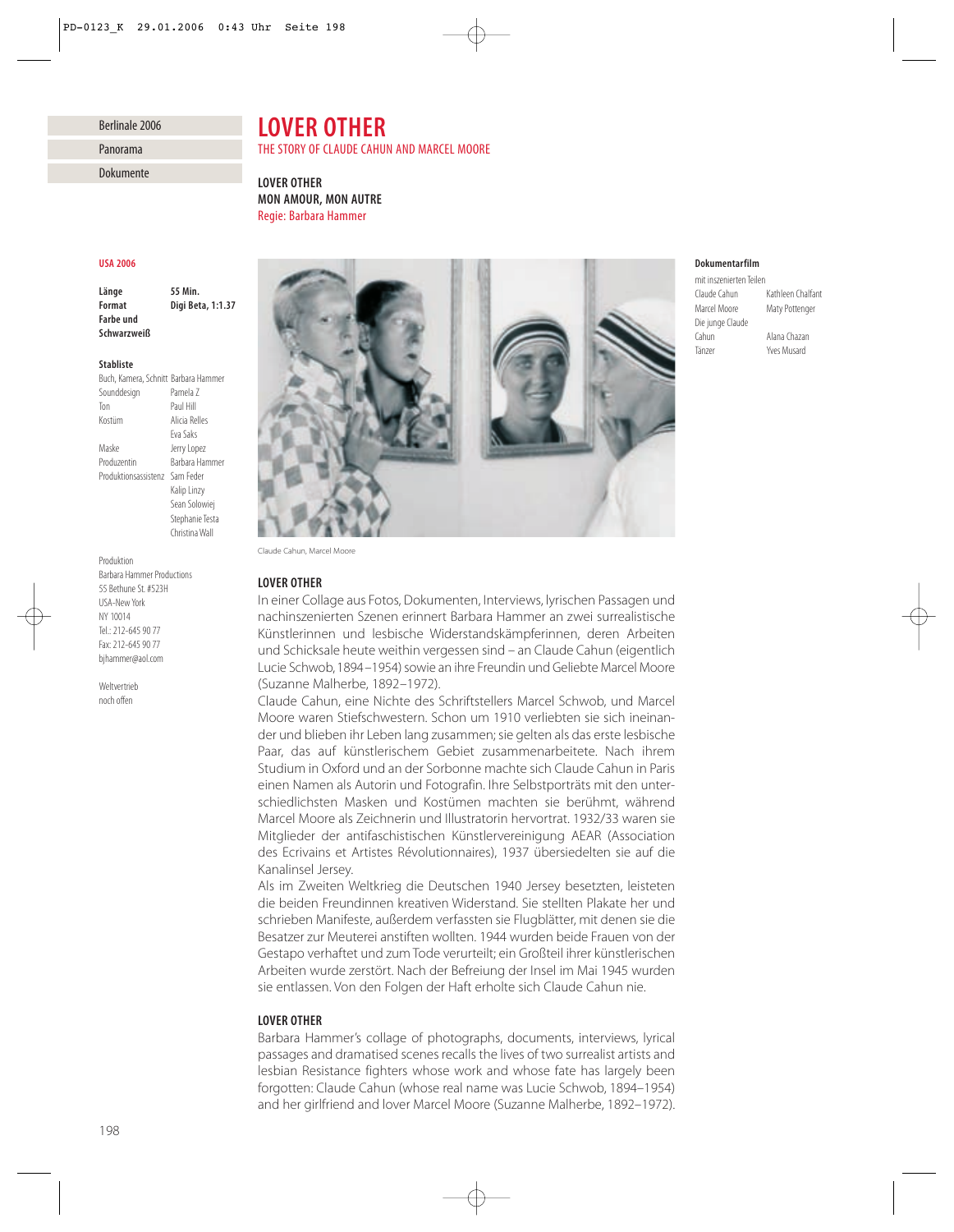Berlinale 2006

Panorama

Dokumente

# LOVER OTHER

THE STORY OF CLAUDE CAHUN AND MARCEL MOORE

**LOVER OTHER**
**MON AMOUR, MON AUTRE**
Regie: Barbara Hammer

**USA 2006**

| | |
|---|---|
| **Länge** | **55 Min.** |
| **Format** | **Digi Beta, 1:1.37** |
| **Farbe und Schwarzweiß** | |

**Stabliste**

| | |
|---|---|
| Buch, Kamera, Schnitt | Barbara Hammer |
| Sounddesign | Pamela Z |
| Ton | Paul Hill |
| Kostüm | Alicia Relles |
| | Eva Saks |
| Maske | Jerry Lopez |
| Produzentin | Barbara Hammer |
| Produktionsassistenz | Sam Feder |
| | Kalip Linzy |
| | Sean Solowiej |
| | Stephanie Testa |
| | Christina Wall |

Produktion
Barbara Hammer Productions
55 Bethune St. #523H
USA-New York
NY 10014
Tel.: 212-645 90 77
Fax: 212-645 90 77
bjhammer@aol.com

Weltvertrieb
noch offen

**Dokumentarfilm**

mit inszenierten Teilen

| | |
|---|---|
| Claude Cahun | Kathleen Chalfant |
| Marcel Moore | Maty Pottenger |
| Die junge Claude Cahun | Alana Chazan |
| Tänzer | Yves Musard |

Claude Cahun, Marcel Moore

### LOVER OTHER

In einer Collage aus Fotos, Dokumenten, Interviews, lyrischen Passagen und nachinszenierten Szenen erinnert Barbara Hammer an zwei surrealistische Künstlerinnen und lesbische Widerstandskämpferinnen, deren Arbeiten und Schicksale heute weithin vergessen sind – an Claude Cahun (eigentlich Lucie Schwob, 1894–1954) sowie an ihre Freundin und Geliebte Marcel Moore (Suzanne Malherbe, 1892–1972).

Claude Cahun, eine Nichte des Schriftstellers Marcel Schwob, und Marcel Moore waren Stiefschwestern. Schon um 1910 verliebten sie sich ineinander und blieben ihr Leben lang zusammen; sie gelten als das erste lesbische Paar, das auf künstlerischem Gebiet zusammenarbeitete. Nach ihrem Studium in Oxford und an der Sorbonne machte sich Claude Cahun in Paris einen Namen als Autorin und Fotografin. Ihre Selbstporträts mit den unterschiedlichsten Masken und Kostümen machten sie berühmt, während Marcel Moore als Zeichnerin und Illustratorin hervortrat. 1932/33 waren sie Mitglieder der antifaschistischen Künstlervereinigung AEAR (Association des Ecrivains et Artistes Révolutionnaires), 1937 übersiedelten sie auf die Kanalinsel Jersey.

Als im Zweiten Weltkrieg die Deutschen 1940 Jersey besetzten, leisteten die beiden Freundinnen kreativen Widerstand. Sie stellten Plakate her und schrieben Manifeste, außerdem verfassten sie Flugblätter, mit denen sie die Besatzer zur Meuterei anstiften wollten. 1944 wurden beide Frauen von der Gestapo verhaftet und zum Tode verurteilt; ein Großteil ihrer künstlerischen Arbeiten wurde zerstört. Nach der Befreiung der Insel im Mai 1945 wurden sie entlassen. Von den Folgen der Haft erholte sich Claude Cahun nie.

### LOVER OTHER

Barbara Hammer's collage of photographs, documents, interviews, lyrical passages and dramatised scenes recalls the lives of two surrealist artists and lesbian Resistance fighters whose work and whose fate has largely been forgotten: Claude Cahun (whose real name was Lucie Schwob, 1894–1954) and her girlfriend and lover Marcel Moore (Suzanne Malherbe, 1892–1972).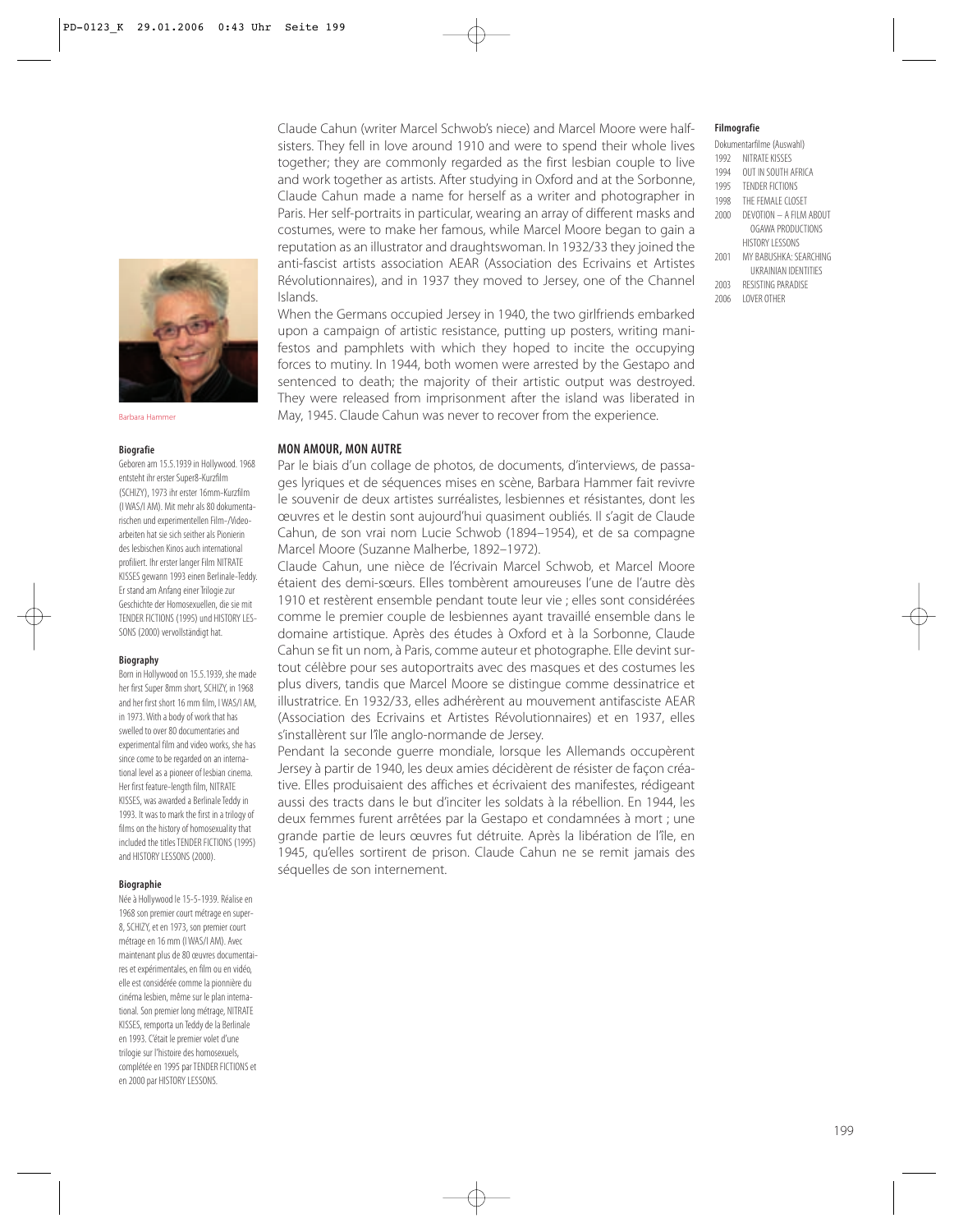Claude Cahun (writer Marcel Schwob's niece) and Marcel Moore were half-sisters. They fell in love around 1910 and were to spend their whole lives together; they are commonly regarded as the first lesbian couple to live and work together as artists. After studying in Oxford and at the Sorbonne, Claude Cahun made a name for herself as a writer and photographer in Paris. Her self-portraits in particular, wearing an array of different masks and costumes, were to make her famous, while Marcel Moore began to gain a reputation as an illustrator and draughtswoman. In 1932/33 they joined the anti-fascist artists association AEAR (Association des Ecrivains et Artistes Révolutionnaires), and in 1937 they moved to Jersey, one of the Channel Islands.

When the Germans occupied Jersey in 1940, the two girlfriends embarked upon a campaign of artistic resistance, putting up posters, writing manifestos and pamphlets with which they hoped to incite the occupying forces to mutiny. In 1944, both women were arrested by the Gestapo and sentenced to death; the majority of their artistic output was destroyed. They were released from imprisonment after the island was liberated in May, 1945. Claude Cahun was never to recover from the experience.

### MON AMOUR, MON AUTRE

Par le biais d'un collage de photos, de documents, d'interviews, de passages lyriques et de séquences mises en scène, Barbara Hammer fait revivre le souvenir de deux artistes surréalistes, lesbiennes et résistantes, dont les œuvres et le destin sont aujourd'hui quasiment oubliés. Il s'agit de Claude Cahun, de son vrai nom Lucie Schwob (1894–1954), et de sa compagne Marcel Moore (Suzanne Malherbe, 1892–1972).

Claude Cahun, une nièce de l'écrivain Marcel Schwob, et Marcel Moore étaient des demi-sœurs. Elles tombèrent amoureuses l'une de l'autre dès 1910 et restèrent ensemble pendant toute leur vie ; elles sont considérées comme le premier couple de lesbiennes ayant travaillé ensemble dans le domaine artistique. Après des études à Oxford et à la Sorbonne, Claude Cahun se fit un nom, à Paris, comme auteur et photographe. Elle devint surtout célèbre pour ses autoportraits avec des masques et des costumes les plus divers, tandis que Marcel Moore se distingue comme dessinatrice et illustratrice. En 1932/33, elles adhérèrent au mouvement antifasciste AEAR (Association des Ecrivains et Artistes Révolutionnaires) et en 1937, elles s'installèrent sur l'île anglo-normande de Jersey.

Pendant la seconde guerre mondiale, lorsque les Allemands occupèrent Jersey à partir de 1940, les deux amies décidèrent de résister de façon créative. Elles produisaient des affiches et écrivaient des manifestes, rédigeant aussi des tracts dans le but d'inciter les soldats à la rébellion. En 1944, les deux femmes furent arrêtées par la Gestapo et condamnées à mort ; une grande partie de leurs œuvres fut détruite. Après la libération de l'île, en 1945, qu'elles sortirent de prison. Claude Cahun ne se remit jamais des séquelles de son internement.

Barbara Hammer

#### Biografie

Geboren am 15.5.1939 in Hollywood. 1968 entsteht ihr erster Super8-Kurzfilm (SCHIZY), 1973 ihr erster 16mm-Kurzfilm (I WAS/I AM). Mit mehr als 80 dokumentarischen und experimentellen Film-/Videoarbeiten hat sie sich seither als Pionierin des lesbischen Kinos auch international profiliert. Ihr erster langer Film NITRATE KISSES gewann 1993 einen Berlinale-Teddy. Er stand am Anfang einer Trilogie zur Geschichte der Homosexuellen, die sie mit TENDER FICTIONS (1995) und HISTORY LESSONS (2000) vervollständigt hat.

#### Biography

Born in Hollywood on 15.5.1939, she made her first Super 8mm short, SCHIZY, in 1968 and her first short 16 mm film, I WAS/I AM, in 1973. With a body of work that has swelled to over 80 documentaries and experimental film and video works, she has since come to be regarded on an international level as a pioneer of lesbian cinema. Her first feature-length film, NITRATE KISSES, was awarded a Berlinale Teddy in 1993. It was to mark the first in a trilogy of films on the history of homosexuality that included the titles TENDER FICTIONS (1995) and HISTORY LESSONS (2000).

#### Biographie

Née à Hollywood le 15-5-1939. Réalise en 1968 son premier court métrage en super-8, SCHIZY, et en 1973, son premier court métrage en 16 mm (I WAS/I AM). Avec maintenant plus de 80 œuvres documentaires et expérimentales, en film ou en vidéo, elle est considérée comme la pionnière du cinéma lesbien, même sur le plan international. Son premier long métrage, NITRATE KISSES, remporta un Teddy de la Berlinale en 1993. C'était le premier volet d'une trilogie sur l'histoire des homosexuels, complétée en 1995 par TENDER FICTIONS et en 2000 par HISTORY LESSONS.

#### Filmografie

Dokumentarfilme (Auswahl)

- 1992 NITRATE KISSES
- 1994 OUT IN SOUTH AFRICA
- 1995 TENDER FICTIONS
- 1998 THE FEMALE CLOSET
- 2000 DEVOTION – A FILM ABOUT OGAWA PRODUCTIONS
  HISTORY LESSONS
- 2001 MY BABUSHKA: SEARCHING UKRAINIAN IDENTITIES
- 2003 RESISTING PARADISE
- 2006 LOVER OTHER